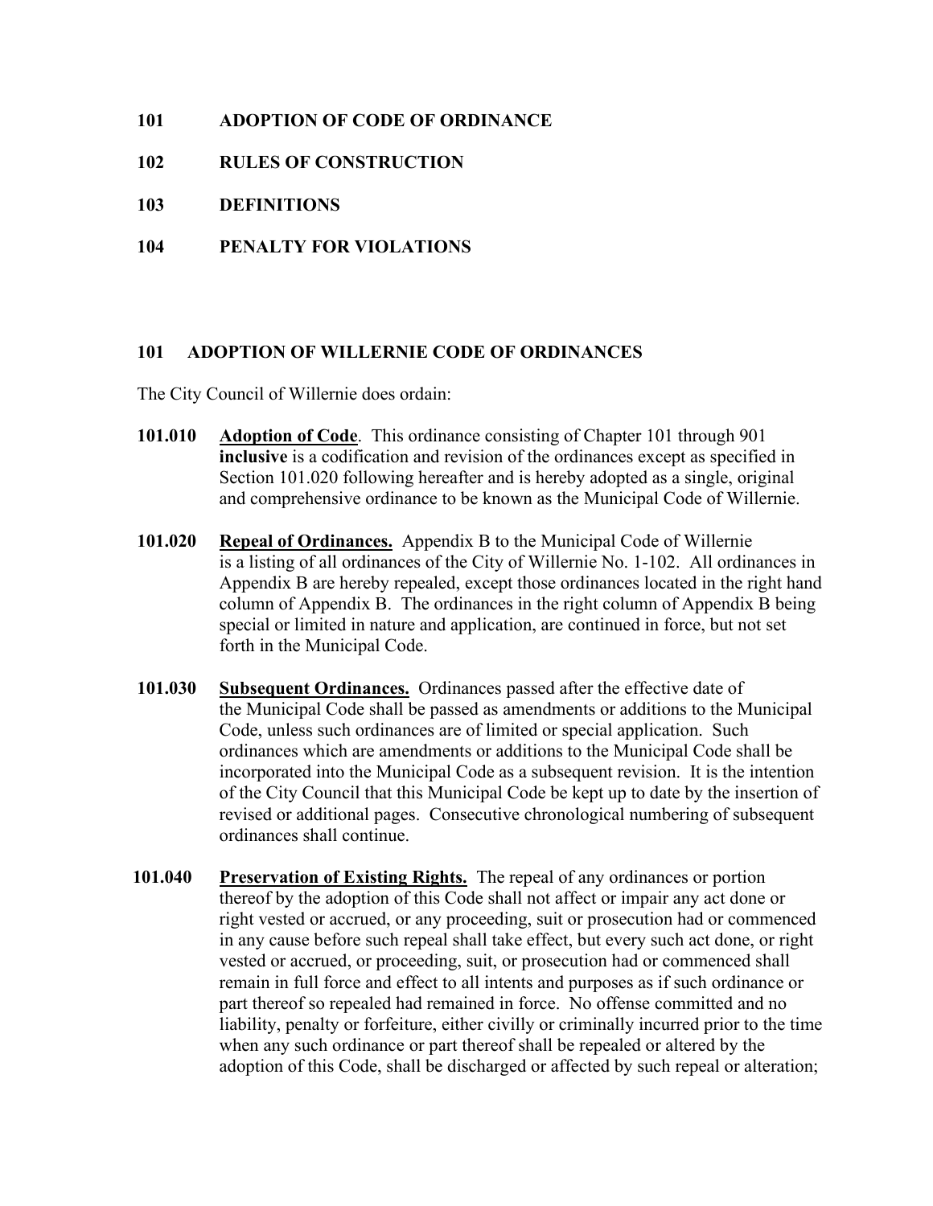**101 ADOPTION OF CODE OF ORDINANCE**

**102 RULES OF CONSTRUCTION**

**103 DEFINITIONS**

**104 PENALTY FOR VIOLATIONS**

## 101 ADOPTION OF WILLERNIE CODE OF ORDINANCES

The City Council of Willernie does ordain:

**101.010** **Adoption of Code**. This ordinance consisting of Chapter 101 through 901 **inclusive** is a codification and revision of the ordinances except as specified in Section 101.020 following hereafter and is hereby adopted as a single, original and comprehensive ordinance to be known as the Municipal Code of Willernie.

**101.020** **Repeal of Ordinances.** Appendix B to the Municipal Code of Willernie is a listing of all ordinances of the City of Willernie No. 1-102. All ordinances in Appendix B are hereby repealed, except those ordinances located in the right hand column of Appendix B. The ordinances in the right column of Appendix B being special or limited in nature and application, are continued in force, but not set forth in the Municipal Code.

**101.030** **Subsequent Ordinances.** Ordinances passed after the effective date of the Municipal Code shall be passed as amendments or additions to the Municipal Code, unless such ordinances are of limited or special application. Such ordinances which are amendments or additions to the Municipal Code shall be incorporated into the Municipal Code as a subsequent revision. It is the intention of the City Council that this Municipal Code be kept up to date by the insertion of revised or additional pages. Consecutive chronological numbering of subsequent ordinances shall continue.

**101.040** **Preservation of Existing Rights.** The repeal of any ordinances or portion thereof by the adoption of this Code shall not affect or impair any act done or right vested or accrued, or any proceeding, suit or prosecution had or commenced in any cause before such repeal shall take effect, but every such act done, or right vested or accrued, or proceeding, suit, or prosecution had or commenced shall remain in full force and effect to all intents and purposes as if such ordinance or part thereof so repealed had remained in force. No offense committed and no liability, penalty or forfeiture, either civilly or criminally incurred prior to the time when any such ordinance or part thereof shall be repealed or altered by the adoption of this Code, shall be discharged or affected by such repeal or alteration;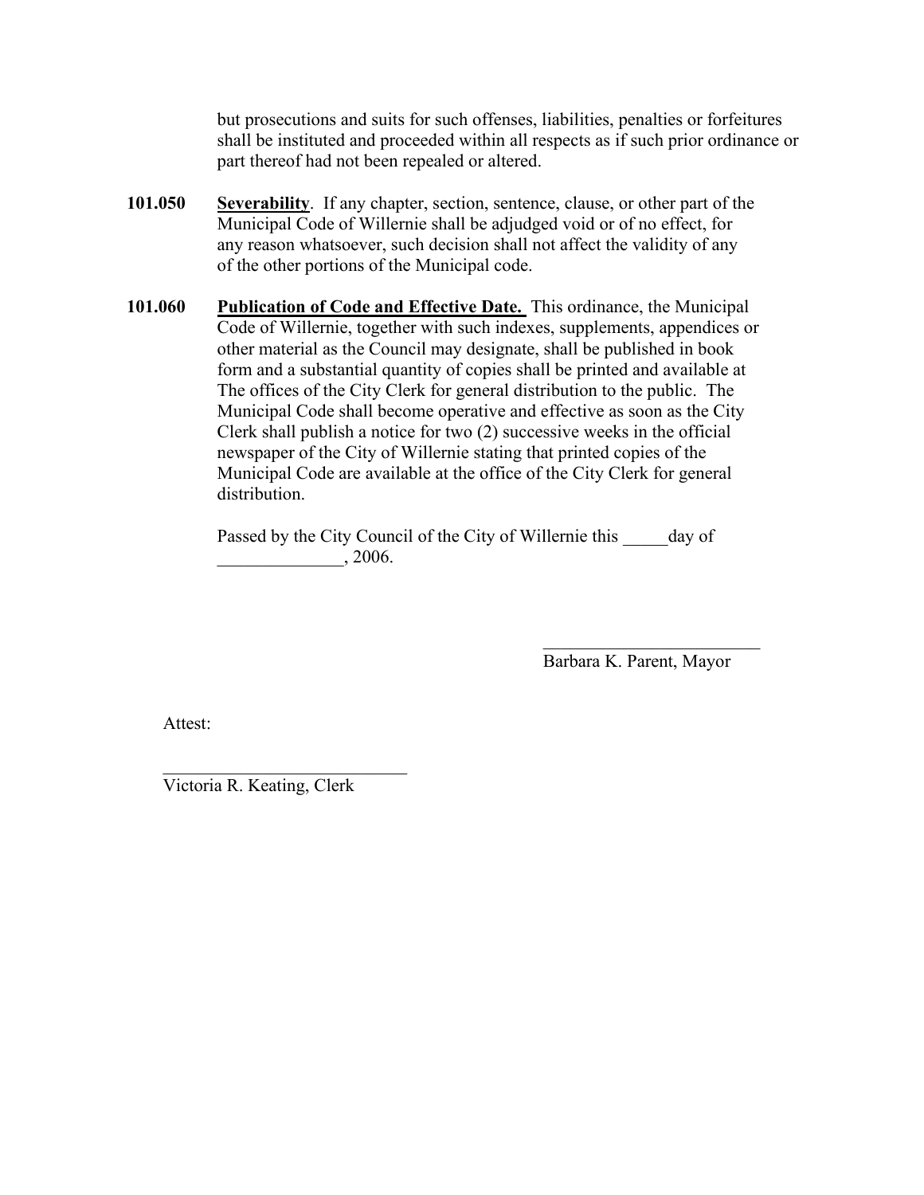but prosecutions and suits for such offenses, liabilities, penalties or forfeitures shall be instituted and proceeded within all respects as if such prior ordinance or part thereof had not been repealed or altered.

**101.050** **<u>Severability</u>**. If any chapter, section, sentence, clause, or other part of the Municipal Code of Willernie shall be adjudged void or of no effect, for any reason whatsoever, such decision shall not affect the validity of any of the other portions of the Municipal code.

**101.060** **<u>Publication of Code and Effective Date.</u>** This ordinance, the Municipal Code of Willernie, together with such indexes, supplements, appendices or other material as the Council may designate, shall be published in book form and a substantial quantity of copies shall be printed and available at The offices of the City Clerk for general distribution to the public. The Municipal Code shall become operative and effective as soon as the City Clerk shall publish a notice for two (2) successive weeks in the official newspaper of the City of Willernie stating that printed copies of the Municipal Code are available at the office of the City Clerk for general distribution.

Passed by the City Council of the City of Willernie this _____day of ______________, 2006.

_________________________
Barbara K. Parent, Mayor

Attest:

____________________________
Victoria R. Keating, Clerk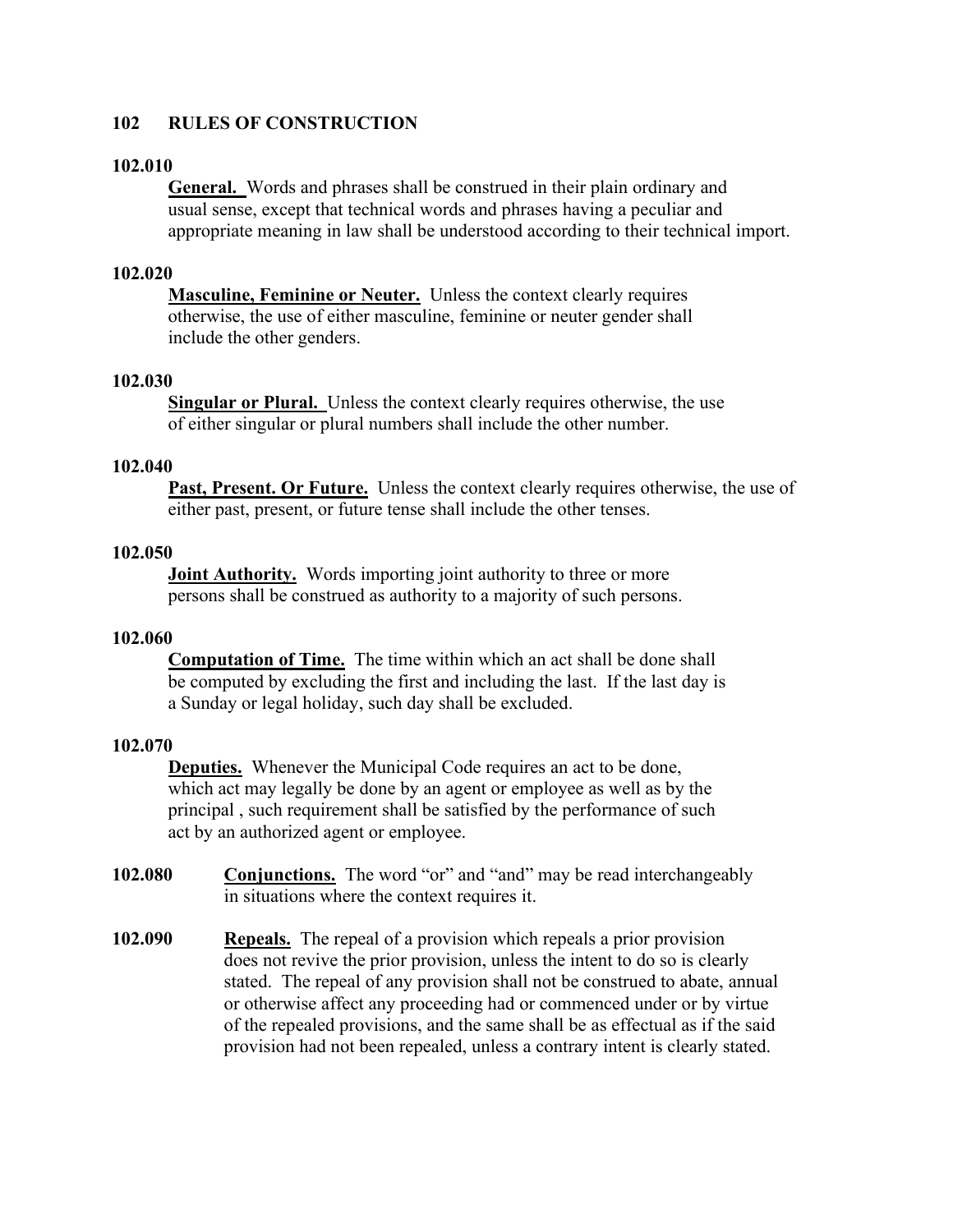## 102 RULES OF CONSTRUCTION

**102.010**

**General.** Words and phrases shall be construed in their plain ordinary and usual sense, except that technical words and phrases having a peculiar and appropriate meaning in law shall be understood according to their technical import.

**102.020**

**Masculine, Feminine or Neuter.** Unless the context clearly requires otherwise, the use of either masculine, feminine or neuter gender shall include the other genders.

**102.030**

**Singular or Plural.** Unless the context clearly requires otherwise, the use of either singular or plural numbers shall include the other number.

**102.040**

**Past, Present. Or Future.** Unless the context clearly requires otherwise, the use of either past, present, or future tense shall include the other tenses.

**102.050**

**Joint Authority.** Words importing joint authority to three or more persons shall be construed as authority to a majority of such persons.

**102.060**

**Computation of Time.** The time within which an act shall be done shall be computed by excluding the first and including the last. If the last day is a Sunday or legal holiday, such day shall be excluded.

**102.070**

**Deputies.** Whenever the Municipal Code requires an act to be done, which act may legally be done by an agent or employee as well as by the principal , such requirement shall be satisfied by the performance of such act by an authorized agent or employee.

**102.080** **Conjunctions.** The word "or" and "and" may be read interchangeably in situations where the context requires it.

**102.090** **Repeals.** The repeal of a provision which repeals a prior provision does not revive the prior provision, unless the intent to do so is clearly stated. The repeal of any provision shall not be construed to abate, annual or otherwise affect any proceeding had or commenced under or by virtue of the repealed provisions, and the same shall be as effectual as if the said provision had not been repealed, unless a contrary intent is clearly stated.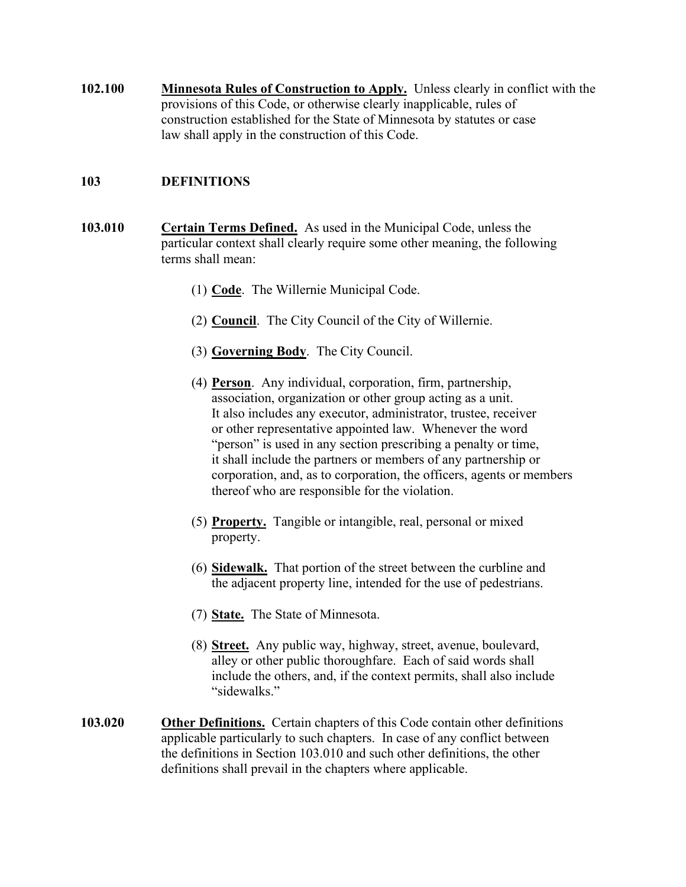**102.100** **Minnesota Rules of Construction to Apply.** Unless clearly in conflict with the provisions of this Code, or otherwise clearly inapplicable, rules of construction established for the State of Minnesota by statutes or case law shall apply in the construction of this Code.

## 103 DEFINITIONS

**103.010** **Certain Terms Defined.** As used in the Municipal Code, unless the particular context shall clearly require some other meaning, the following terms shall mean:

(1) **Code**. The Willernie Municipal Code.

(2) **Council**. The City Council of the City of Willernie.

(3) **Governing Body**. The City Council.

(4) **Person**. Any individual, corporation, firm, partnership, association, organization or other group acting as a unit. It also includes any executor, administrator, trustee, receiver or other representative appointed law. Whenever the word "person" is used in any section prescribing a penalty or time, it shall include the partners or members of any partnership or corporation, and, as to corporation, the officers, agents or members thereof who are responsible for the violation.

(5) **Property.** Tangible or intangible, real, personal or mixed property.

(6) **Sidewalk.** That portion of the street between the curbline and the adjacent property line, intended for the use of pedestrians.

(7) **State.** The State of Minnesota.

(8) **Street.** Any public way, highway, street, avenue, boulevard, alley or other public thoroughfare. Each of said words shall include the others, and, if the context permits, shall also include "sidewalks."

**103.020** **Other Definitions.** Certain chapters of this Code contain other definitions applicable particularly to such chapters. In case of any conflict between the definitions in Section 103.010 and such other definitions, the other definitions shall prevail in the chapters where applicable.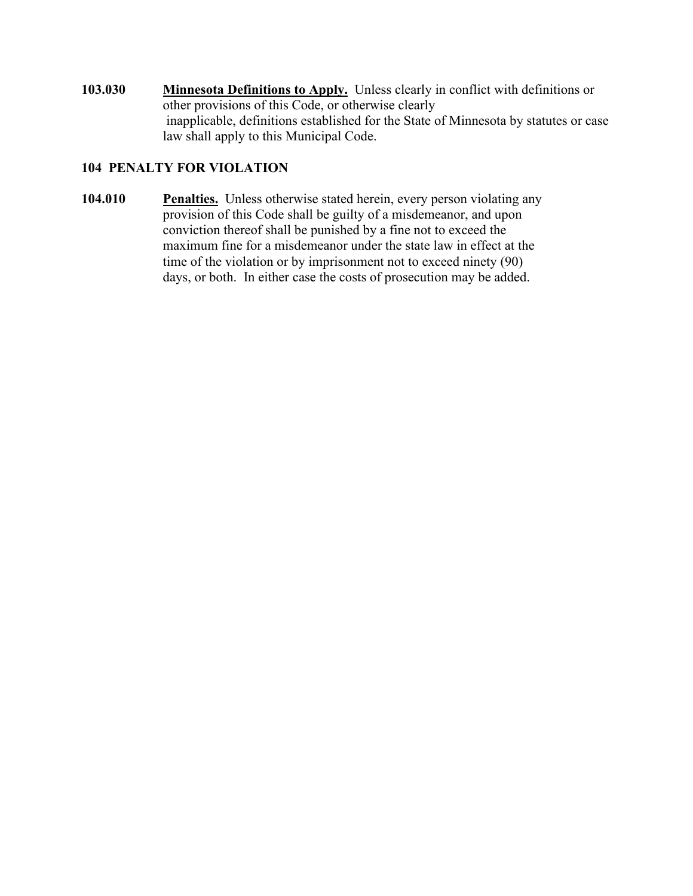**103.030** **Minnesota Definitions to Apply.** Unless clearly in conflict with definitions or other provisions of this Code, or otherwise clearly inapplicable, definitions established for the State of Minnesota by statutes or case law shall apply to this Municipal Code.

## 104 PENALTY FOR VIOLATION

**104.010** **Penalties.** Unless otherwise stated herein, every person violating any provision of this Code shall be guilty of a misdemeanor, and upon conviction thereof shall be punished by a fine not to exceed the maximum fine for a misdemeanor under the state law in effect at the time of the violation or by imprisonment not to exceed ninety (90) days, or both. In either case the costs of prosecution may be added.